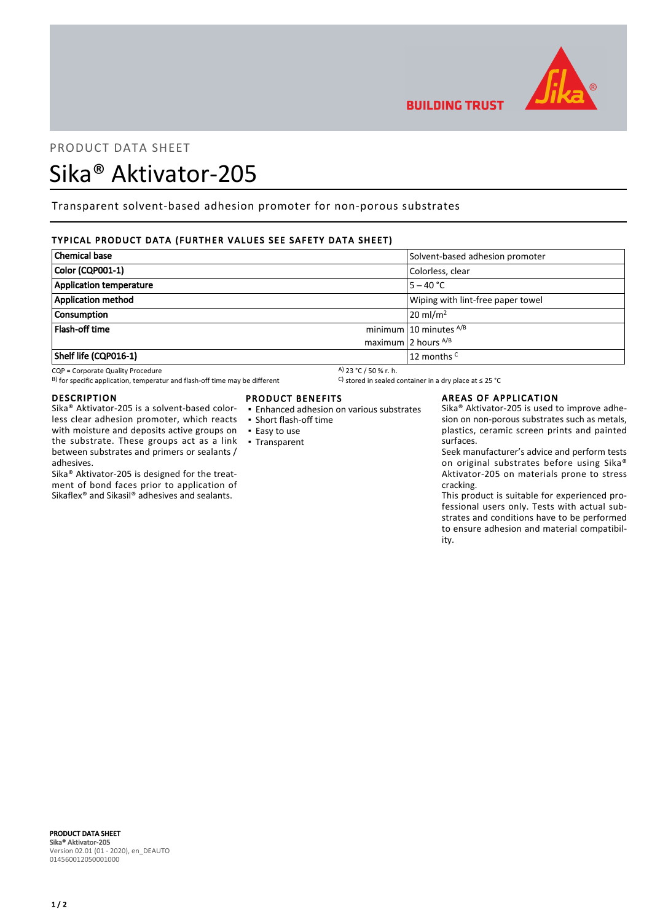PRODUCT DATA SHEET

# Sika® Aktivator-205

Transparent solvent-based adhesion promoter for non-porous substrates

## TYPICAL PRODUCT DATA (FURTHER VALUES SEE SAFETY DATA SHEET)

| Property | | Value |
|---|---|---|
| Chemical base | | Solvent-based adhesion promoter |
| Color (CQP001-1) | | Colorless, clear |
| Application temperature | | 5 – 40 °C |
| Application method | | Wiping with lint-free paper towel |
| Consumption | | 20 ml/m² |
| Flash-off time | minimum | 10 minutes A/B |
| | maximum | 2 hours A/B |
| Shelf life (CQP016-1) | | 12 months C |

CQP = Corporate Quality Procedure
A) 23 °C / 50 % r. h.
B) for specific application, temperatur and flash-off time may be different
C) stored in sealed container in a dry place at ≤ 25 °C

## DESCRIPTION

Sika® Aktivator-205 is a solvent-based colorless clear adhesion promoter, which reacts with moisture and deposits active groups on the substrate. These groups act as a link between substrates and primers or sealants / adhesives.

Sika® Aktivator-205 is designed for the treatment of bond faces prior to application of Sikaflex® and Sikasil® adhesives and sealants.

## PRODUCT BENEFITS

- Enhanced adhesion on various substrates
- Short flash-off time
- Easy to use
- Transparent

## AREAS OF APPLICATION

Sika® Aktivator-205 is used to improve adhesion on non-porous substrates such as metals, plastics, ceramic screen prints and painted surfaces.

Seek manufacturer's advice and perform tests on original substrates before using Sika® Aktivator-205 on materials prone to stress cracking.

This product is suitable for experienced professional users only. Tests with actual substrates and conditions have to be performed to ensure adhesion and material compatibility.

**PRODUCT DATA SHEET**
**Sika® Aktivator-205**
Version 02.01 (01 - 2020), en_DEAUTO
014560012050001000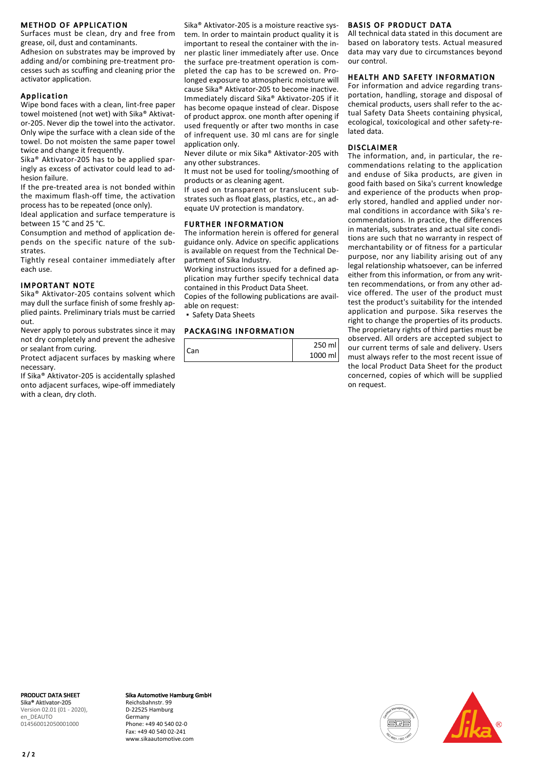## METHOD OF APPLICATION

Surfaces must be clean, dry and free from grease, oil, dust and contaminants.

Adhesion on substrates may be improved by adding and/or combining pre-treatment processes such as scuffing and cleaning prior the activator application.

### Application

Wipe bond faces with a clean, lint-free paper towel moistened (not wet) with Sika® Aktivator-205. Never dip the towel into the activator. Only wipe the surface with a clean side of the towel. Do not moisten the same paper towel twice and change it frequently.

Sika® Aktivator-205 has to be applied sparingly as excess of activator could lead to adhesion failure.

If the pre-treated area is not bonded within the maximum flash-off time, the activation process has to be repeated (once only).

Ideal application and surface temperature is between 15 °C and 25 °C.

Consumption and method of application depends on the specific nature of the substrates.

Tightly reseal container immediately after each use.

## IMPORTANT NOTE

Sika® Aktivator-205 contains solvent which may dull the surface finish of some freshly applied paints. Preliminary trials must be carried out.

Never apply to porous substrates since it may not dry completely and prevent the adhesive or sealant from curing.

Protect adjacent surfaces by masking where necessary.

If Sika® Aktivator-205 is accidentally splashed onto adjacent surfaces, wipe-off immediately with a clean, dry cloth.

Sika® Aktivator-205 is a moisture reactive system. In order to maintain product quality it is important to reseal the container with the inner plastic liner immediately after use. Once the surface pre-treatment operation is completed the cap has to be screwed on. Prolonged exposure to atmospheric moisture will cause Sika® Aktivator-205 to become inactive. Immediately discard Sika® Aktivator-205 if it has become opaque instead of clear. Dispose of product approx. one month after opening if used frequently or after two months in case of infrequent use. 30 ml cans are for single application only.

Never dilute or mix Sika® Aktivator-205 with any other substrances.

It must not be used for tooling/smoothing of products or as cleaning agent.

If used on transparent or translucent substrates such as float glass, plastics, etc., an adequate UV protection is mandatory.

## FURTHER INFORMATION

The information herein is offered for general guidance only. Advice on specific applications is available on request from the Technical Department of Sika Industry.

Working instructions issued for a defined application may further specify technical data contained in this Product Data Sheet.

Copies of the following publications are available on request:

- Safety Data Sheets

## PACKAGING INFORMATION

| | |
|---|---|
| Can | 250 ml<br>1000 ml |

## BASIS OF PRODUCT DATA

All technical data stated in this document are based on laboratory tests. Actual measured data may vary due to circumstances beyond our control.

## HEALTH AND SAFETY INFORMATION

For information and advice regarding transportation, handling, storage and disposal of chemical products, users shall refer to the actual Safety Data Sheets containing physical, ecological, toxicological and other safety-related data.

## DISCLAIMER

The information, and, in particular, the recommendations relating to the application and enduse of Sika products, are given in good faith based on Sika's current knowledge and experience of the products when properly stored, handled and applied under normal conditions in accordance with Sika's recommendations. In practice, the differences in materials, substrates and actual site conditions are such that no warranty in respect of merchantability or of fitness for a particular purpose, nor any liability arising out of any legal relationship whatsoever, can be inferred either from this information, or from any written recommendations, or from any other advice offered. The user of the product must test the product's suitability for the intended application and purpose. Sika reserves the right to change the properties of its products. The proprietary rights of third parties must be observed. All orders are accepted subject to our current terms of sale and delivery. Users must always refer to the most recent issue of the local Product Data Sheet for the product concerned, copies of which will be supplied on request.

**PRODUCT DATA SHEET**
**Sika® Aktivator-205**
Version 02.01 (01 - 2020),
en_DEAUTO
014560012050001000

**Sika Automotive Hamburg GmbH**
Reichsbahnstr. 99
D-22525 Hamburg
Germany
Phone: +49 40 540 02-0
Fax: +49 40 540 02-241
www.sikaautomotive.com